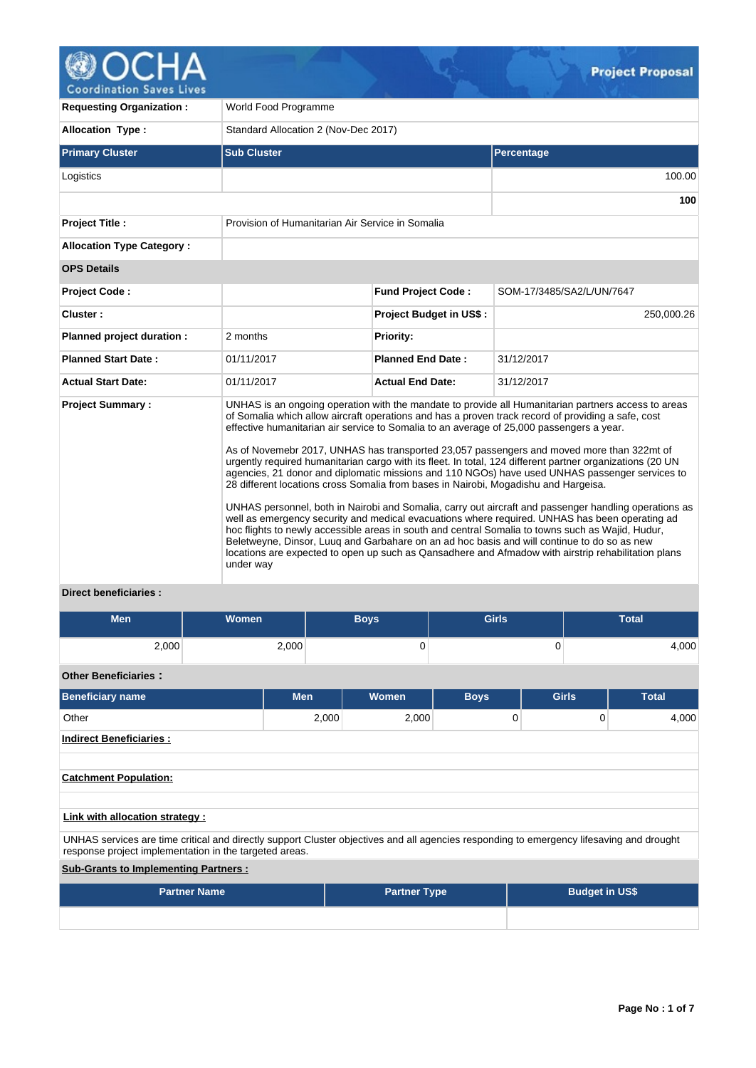# Project Proposal

| | | | |
|---|---|---|---|
| **Requesting Organization :** | World Food Programme | | |
| **Allocation Type :** | Standard Allocation 2 (Nov-Dec 2017) | | |

| Primary Cluster | Sub Cluster | Percentage |
|---|---|---|
| Logistics | | 100.00 |
| | | **100** |

| | |
|---|---|
| **Project Title :** | Provision of Humanitarian Air Service in Somalia |
| **Allocation Type Category :** | |

**OPS Details**

| | | | |
|---|---|---|---|
| **Project Code :** | | **Fund Project Code :** | SOM-17/3485/SA2/L/UN/7647 |
| **Cluster :** | | **Project Budget in US$ :** | 250,000.26 |
| **Planned project duration :** | 2 months | **Priority:** | |
| **Planned Start Date :** | 01/11/2017 | **Planned End Date :** | 31/12/2017 |
| **Actual Start Date:** | 01/11/2017 | **Actual End Date:** | 31/12/2017 |

**Project Summary :**

UNHAS is an ongoing operation with the mandate to provide all Humanitarian partners access to areas of Somalia which allow aircraft operations and has a proven track record of providing a safe, cost effective humanitarian air service to Somalia to an average of 25,000 passengers a year.

As of Novemebr 2017, UNHAS has transported 23,057 passengers and moved more than 322mt of urgently required humanitarian cargo with its fleet. In total, 124 different partner organizations (20 UN agencies, 21 donor and diplomatic missions and 110 NGOs) have used UNHAS passenger services to 28 different locations cross Somalia from bases in Nairobi, Mogadishu and Hargeisa.

UNHAS personnel, both in Nairobi and Somalia, carry out aircraft and passenger handling operations as well as emergency security and medical evacuations where required. UNHAS has been operating ad hoc flights to newly accessible areas in south and central Somalia to towns such as Wajid, Hudur, Beletweyne, Dinsor, Luuq and Garbahare on an ad hoc basis and will continue to do so as new locations are expected to open up such as Qansadhere and Afmadow with airstrip rehabilitation plans under way

**Direct beneficiaries :**

| Men | Women | Boys | Girls | Total |
|---|---|---|---|---|
| 2,000 | 2,000 | 0 | 0 | 4,000 |

**Other Beneficiaries :**

| Beneficiary name | Men | Women | Boys | Girls | Total |
|---|---|---|---|---|---|
| Other | 2,000 | 2,000 | 0 | 0 | 4,000 |

**Indirect Beneficiaries :**

**Catchment Population:**

**Link with allocation strategy :**

UNHAS services are time critical and directly support Cluster objectives and all agencies responding to emergency lifesaving and drought response project implementation in the targeted areas.

**Sub-Grants to Implementing Partners :**

| Partner Name | Partner Type | Budget in US$ |
|---|---|---|
| | | |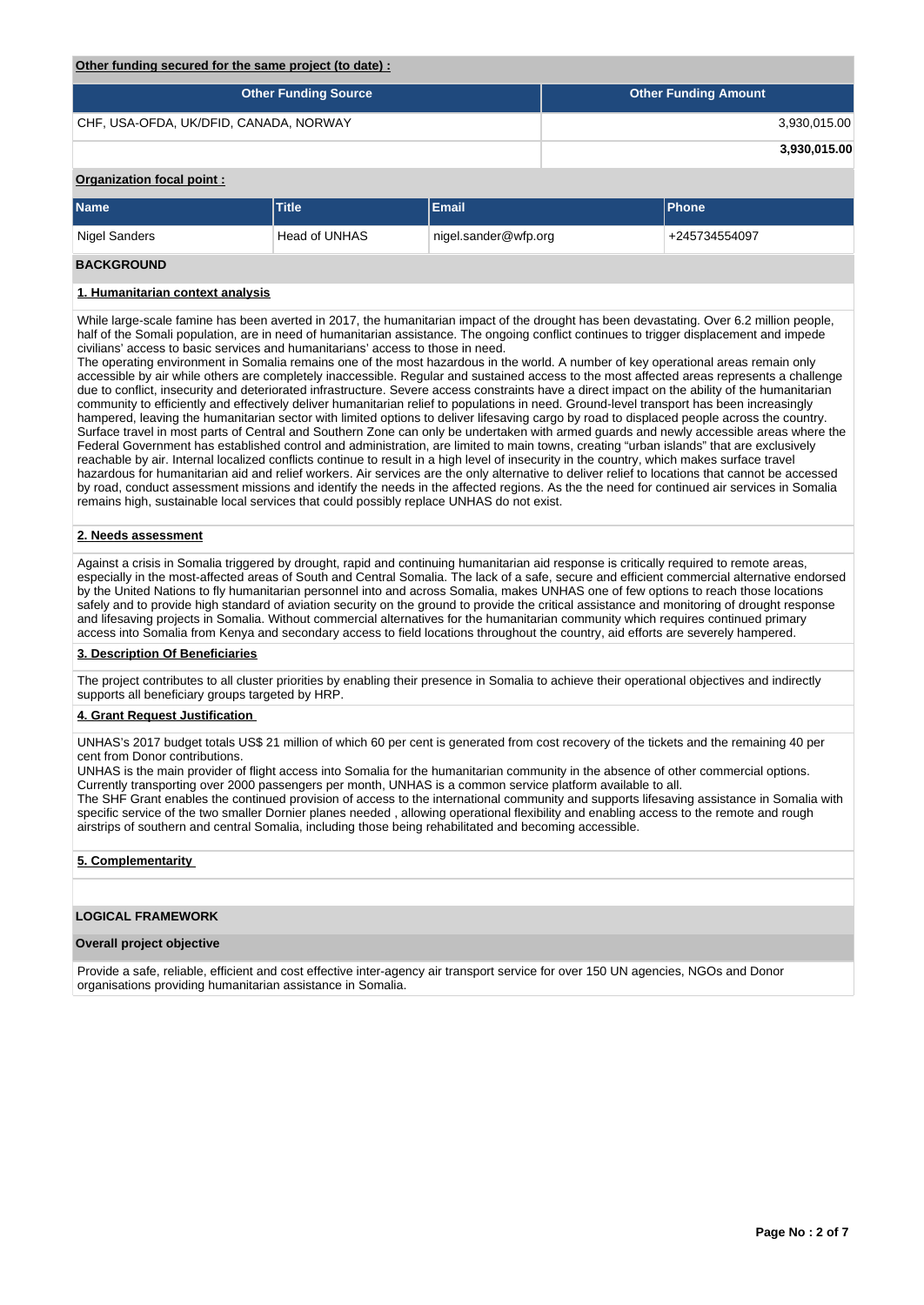**Other funding secured for the same project (to date) :**

| Other Funding Source | Other Funding Amount |
|---|---|
| CHF, USA-OFDA, UK/DFID, CANADA, NORWAY | 3,930,015.00 |
| | **3,930,015.00** |

**Organization focal point :**

| Name | Title | Email | Phone |
|---|---|---|---|
| Nigel Sanders | Head of UNHAS | nigel.sander@wfp.org | +245734554097 |

## BACKGROUND

### 1. Humanitarian context analysis

While large-scale famine has been averted in 2017, the humanitarian impact of the drought has been devastating. Over 6.2 million people, half of the Somali population, are in need of humanitarian assistance. The ongoing conflict continues to trigger displacement and impede civilians' access to basic services and humanitarians' access to those in need.
The operating environment in Somalia remains one of the most hazardous in the world. A number of key operational areas remain only accessible by air while others are completely inaccessible. Regular and sustained access to the most affected areas represents a challenge due to conflict, insecurity and deteriorated infrastructure. Severe access constraints have a direct impact on the ability of the humanitarian community to efficiently and effectively deliver humanitarian relief to populations in need. Ground-level transport has been increasingly hampered, leaving the humanitarian sector with limited options to deliver lifesaving cargo by road to displaced people across the country. Surface travel in most parts of Central and Southern Zone can only be undertaken with armed guards and newly accessible areas where the Federal Government has established control and administration, are limited to main towns, creating "urban islands" that are exclusively reachable by air. Internal localized conflicts continue to result in a high level of insecurity in the country, which makes surface travel hazardous for humanitarian aid and relief workers. Air services are the only alternative to deliver relief to locations that cannot be accessed by road, conduct assessment missions and identify the needs in the affected regions. As the the need for continued air services in Somalia remains high, sustainable local services that could possibly replace UNHAS do not exist.

### 2. Needs assessment

Against a crisis in Somalia triggered by drought, rapid and continuing humanitarian aid response is critically required to remote areas, especially in the most-affected areas of South and Central Somalia. The lack of a safe, secure and efficient commercial alternative endorsed by the United Nations to fly humanitarian personnel into and across Somalia, makes UNHAS one of few options to reach those locations safely and to provide high standard of aviation security on the ground to provide the critical assistance and monitoring of drought response and lifesaving projects in Somalia. Without commercial alternatives for the humanitarian community which requires continued primary access into Somalia from Kenya and secondary access to field locations throughout the country, aid efforts are severely hampered.

### 3. Description Of Beneficiaries

The project contributes to all cluster priorities by enabling their presence in Somalia to achieve their operational objectives and indirectly supports all beneficiary groups targeted by HRP.

### 4. Grant Request Justification

UNHAS's 2017 budget totals US$ 21 million of which 60 per cent is generated from cost recovery of the tickets and the remaining 40 per cent from Donor contributions.
UNHAS is the main provider of flight access into Somalia for the humanitarian community in the absence of other commercial options. Currently transporting over 2000 passengers per month, UNHAS is a common service platform available to all.
The SHF Grant enables the continued provision of access to the international community and supports lifesaving assistance in Somalia with specific service of the two smaller Dornier planes needed , allowing operational flexibility and enabling access to the remote and rough airstrips of southern and central Somalia, including those being rehabilitated and becoming accessible.

### 5. Complementarity

## LOGICAL FRAMEWORK

### Overall project objective

Provide a safe, reliable, efficient and cost effective inter-agency air transport service for over 150 UN agencies, NGOs and Donor organisations providing humanitarian assistance in Somalia.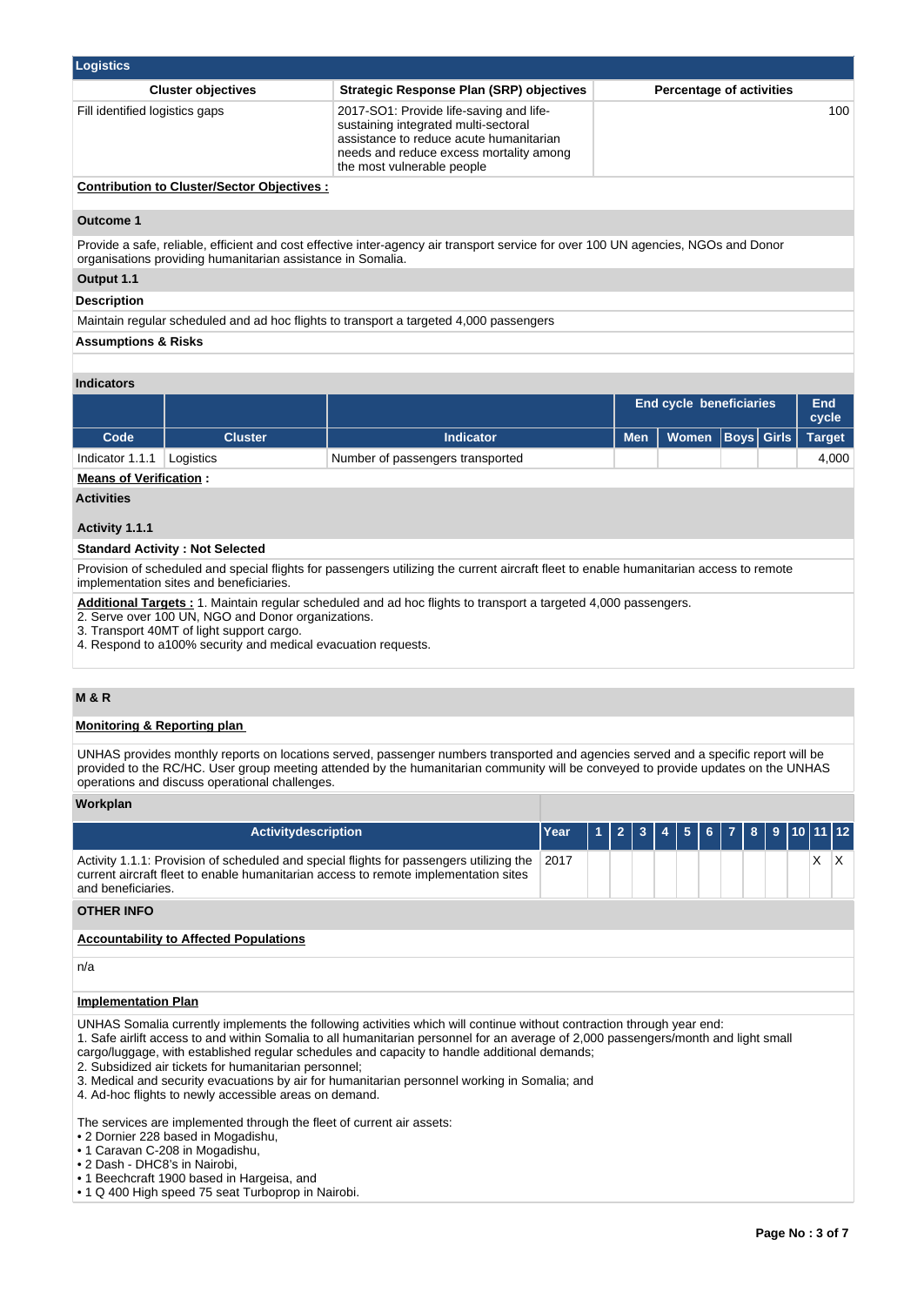## Logistics

| Cluster objectives | Strategic Response Plan (SRP) objectives | Percentage of activities |
|---|---|---|
| Fill identified logistics gaps | 2017-SO1: Provide life-saving and life-sustaining integrated multi-sectoral assistance to reduce acute humanitarian needs and reduce excess mortality among the most vulnerable people | 100 |

**Contribution to Cluster/Sector Objectives :**

### Outcome 1

Provide a safe, reliable, efficient and cost effective inter-agency air transport service for over 100 UN agencies, NGOs and Donor organisations providing humanitarian assistance in Somalia.

### Output 1.1

**Description**

Maintain regular scheduled and ad hoc flights to transport a targeted 4,000 passengers

**Assumptions & Risks**

**Indicators**

| | | | End cycle beneficiaries | | | | End cycle |
|---|---|---|---|---|---|---|---|
| Code | Cluster | Indicator | Men | Women | Boys | Girls | Target |
| Indicator 1.1.1 | Logistics | Number of passengers transported | | | | | 4,000 |

**Means of Verification :**

**Activities**

**Activity 1.1.1**

**Standard Activity : Not Selected**

Provision of scheduled and special flights for passengers utilizing the current aircraft fleet to enable humanitarian access to remote implementation sites and beneficiaries.

**Additional Targets :** 1. Maintain regular scheduled and ad hoc flights to transport a targeted 4,000 passengers.
2. Serve over 100 UN, NGO and Donor organizations.
3. Transport 40MT of light support cargo.
4. Respond to a100% security and medical evacuation requests.

## M & R

**Monitoring & Reporting plan**

UNHAS provides monthly reports on locations served, passenger numbers transported and agencies served and a specific report will be provided to the RC/HC. User group meeting attended by the humanitarian community will be conveyed to provide updates on the UNHAS operations and discuss operational challenges.

**Workplan**

| Activitydescription | Year | 1 | 2 | 3 | 4 | 5 | 6 | 7 | 8 | 9 | 10 | 11 | 12 |
|---|---|---|---|---|---|---|---|---|---|---|---|---|---|
| Activity 1.1.1: Provision of scheduled and special flights for passengers utilizing the current aircraft fleet to enable humanitarian access to remote implementation sites and beneficiaries. | 2017 | | | | | | | | | | | X | X |

## OTHER INFO

**Accountability to Affected Populations**

n/a

**Implementation Plan**

UNHAS Somalia currently implements the following activities which will continue without contraction through year end:
1. Safe airlift access to and within Somalia to all humanitarian personnel for an average of 2,000 passengers/month and light small cargo/luggage, with established regular schedules and capacity to handle additional demands;
2. Subsidized air tickets for humanitarian personnel;
3. Medical and security evacuations by air for humanitarian personnel working in Somalia; and
4. Ad-hoc flights to newly accessible areas on demand.

The services are implemented through the fleet of current air assets:
• 2 Dornier 228 based in Mogadishu,
• 1 Caravan C-208 in Mogadishu,
• 2 Dash - DHC8's in Nairobi,
• 1 Beechcraft 1900 based in Hargeisa, and
• 1 Q 400 High speed 75 seat Turboprop in Nairobi.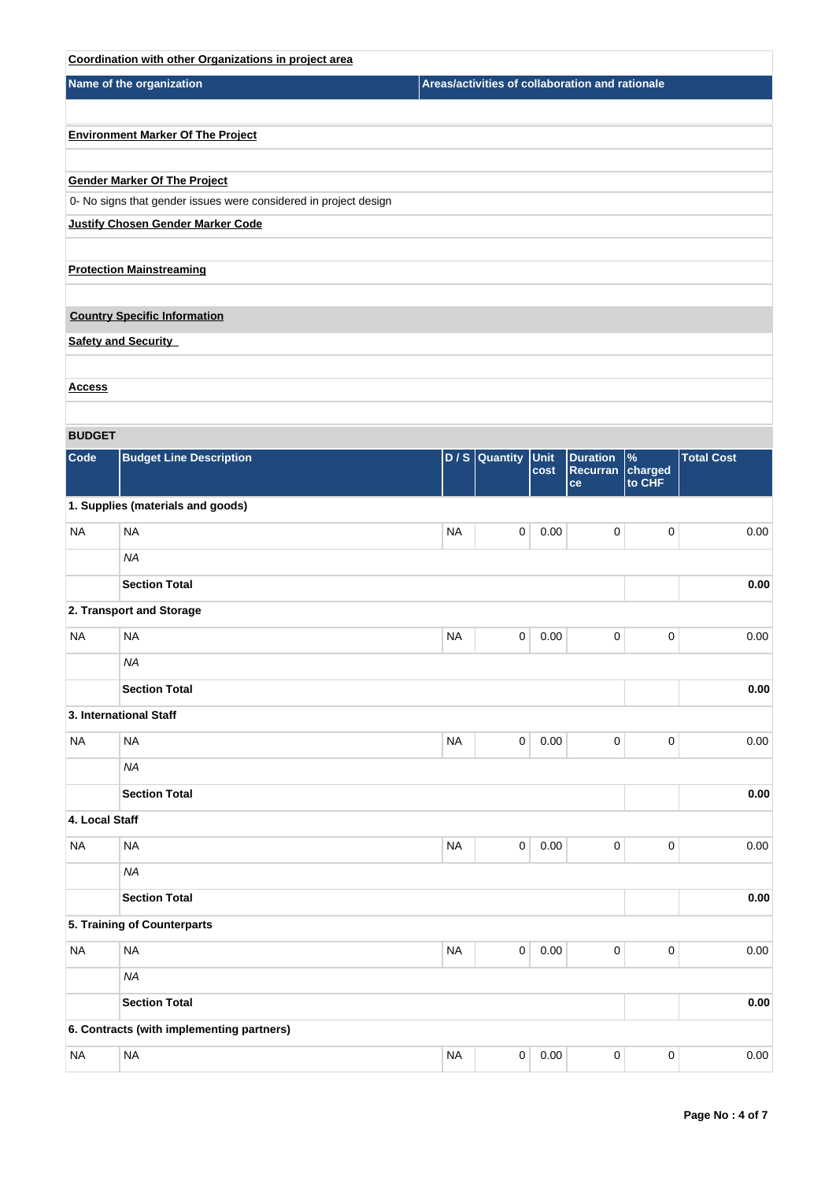**Coordination with other Organizations in project area**

| Name of the organization | Areas/activities of collaboration and rationale |
|---|---|
| | |

**Environment Marker Of The Project**

**Gender Marker Of The Project**

0- No signs that gender issues were considered in project design

**Justify Chosen Gender Marker Code**

**Protection Mainstreaming**

**Country Specific Information**

**Safety and Security**

**Access**

**BUDGET**

| Code | Budget Line Description | D / S | Quantity | Unit cost | Duration Recurrance | % charged to CHF | Total Cost |
|---|---|---|---|---|---|---|---|
| **1. Supplies (materials and goods)** | | | | | | | |
| NA | NA | NA | 0 | 0.00 | 0 | 0 | 0.00 |
| | *NA* | | | | | | |
| | **Section Total** | | | | | | **0.00** |
| **2. Transport and Storage** | | | | | | | |
| NA | NA | NA | 0 | 0.00 | 0 | 0 | 0.00 |
| | *NA* | | | | | | |
| | **Section Total** | | | | | | **0.00** |
| **3. International Staff** | | | | | | | |
| NA | NA | NA | 0 | 0.00 | 0 | 0 | 0.00 |
| | *NA* | | | | | | |
| | **Section Total** | | | | | | **0.00** |
| **4. Local Staff** | | | | | | | |
| NA | NA | NA | 0 | 0.00 | 0 | 0 | 0.00 |
| | *NA* | | | | | | |
| | **Section Total** | | | | | | **0.00** |
| **5. Training of Counterparts** | | | | | | | |
| NA | NA | NA | 0 | 0.00 | 0 | 0 | 0.00 |
| | *NA* | | | | | | |
| | **Section Total** | | | | | | **0.00** |
| **6. Contracts (with implementing partners)** | | | | | | | |
| NA | NA | NA | 0 | 0.00 | 0 | 0 | 0.00 |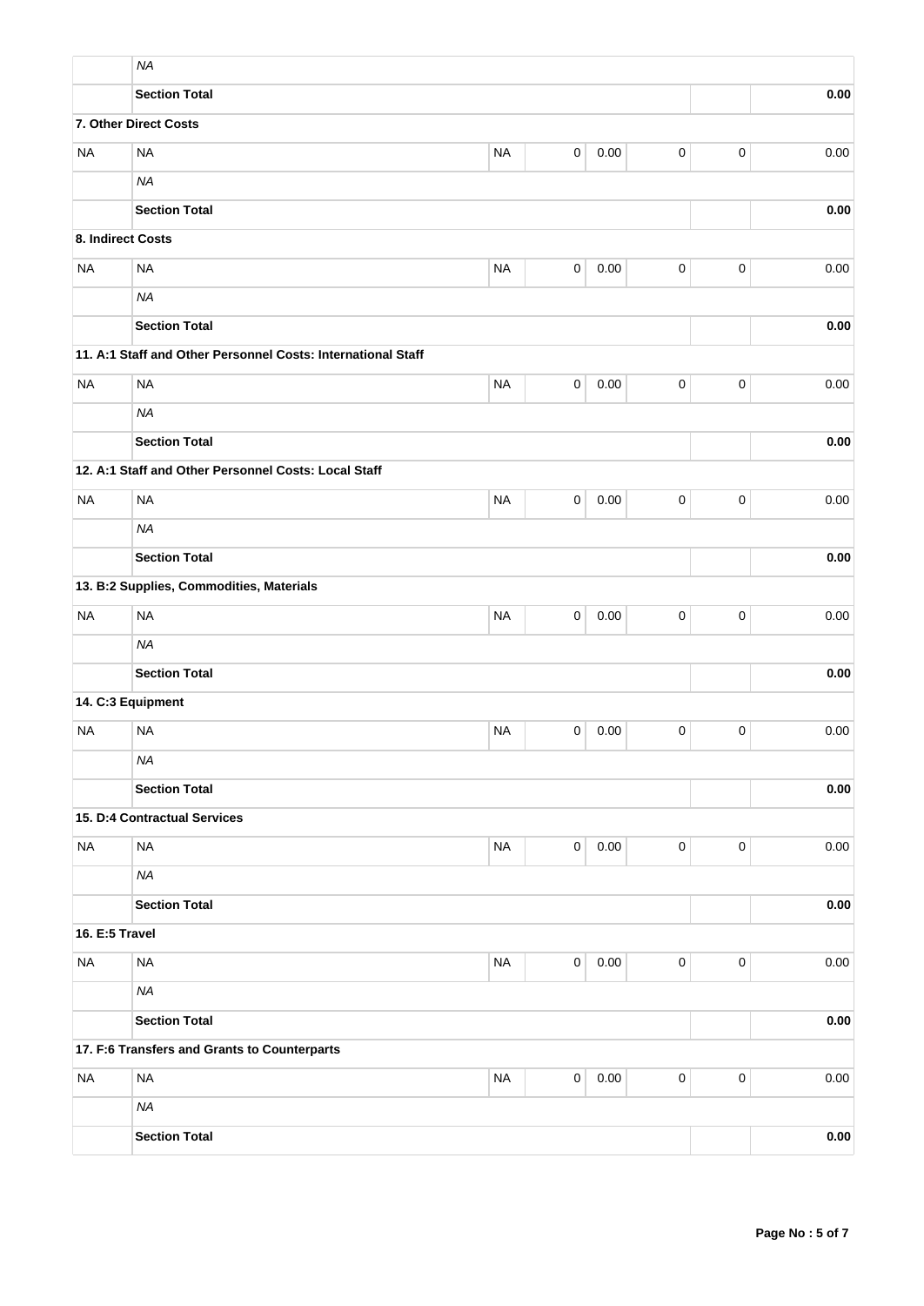| | | | | | | | |
|---|---|---|---|---|---|---|---|
| | *NA* | | | | | | |
| | **Section Total** | | | | | | **0.00** |
| **7. Other Direct Costs** | | | | | | | |
| NA | NA | NA | 0 | 0.00 | 0 | 0 | 0.00 |
| | *NA* | | | | | | |
| | **Section Total** | | | | | | **0.00** |
| **8. Indirect Costs** | | | | | | | |
| NA | NA | NA | 0 | 0.00 | 0 | 0 | 0.00 |
| | *NA* | | | | | | |
| | **Section Total** | | | | | | **0.00** |
| | **11. A:1 Staff and Other Personnel Costs: International Staff** | | | | | | |
| NA | NA | NA | 0 | 0.00 | 0 | 0 | 0.00 |
| | *NA* | | | | | | |
| | **Section Total** | | | | | | **0.00** |
| | **12. A:1 Staff and Other Personnel Costs: Local Staff** | | | | | | |
| NA | NA | NA | 0 | 0.00 | 0 | 0 | 0.00 |
| | *NA* | | | | | | |
| | **Section Total** | | | | | | **0.00** |
| | **13. B:2 Supplies, Commodities, Materials** | | | | | | |
| NA | NA | NA | 0 | 0.00 | 0 | 0 | 0.00 |
| | *NA* | | | | | | |
| | **Section Total** | | | | | | **0.00** |
| **14. C:3 Equipment** | | | | | | | |
| NA | NA | NA | 0 | 0.00 | 0 | 0 | 0.00 |
| | *NA* | | | | | | |
| | **Section Total** | | | | | | **0.00** |
| | **15. D:4 Contractual Services** | | | | | | |
| NA | NA | NA | 0 | 0.00 | 0 | 0 | 0.00 |
| | *NA* | | | | | | |
| | **Section Total** | | | | | | **0.00** |
| **16. E:5 Travel** | | | | | | | |
| NA | NA | NA | 0 | 0.00 | 0 | 0 | 0.00 |
| | *NA* | | | | | | |
| | **Section Total** | | | | | | **0.00** |
| | **17. F:6 Transfers and Grants to Counterparts** | | | | | | |
| NA | NA | NA | 0 | 0.00 | 0 | 0 | 0.00 |
| | *NA* | | | | | | |
| | **Section Total** | | | | | | **0.00** |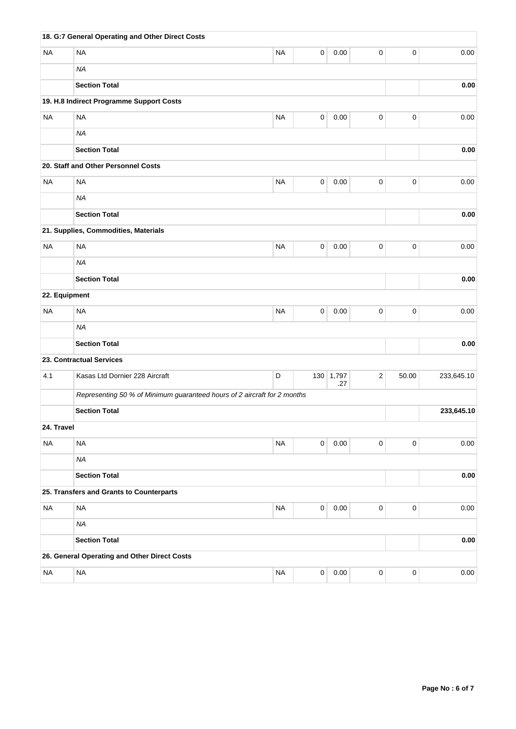| | | | | | | | |
|---|---|---|---|---|---|---|---|
| **18. G:7 General Operating and Other Direct Costs** | | | | | | | |
| NA | NA | NA | 0 | 0.00 | 0 | 0 | 0.00 |
| | *NA* | | | | | | |
| | **Section Total** | | | | | | **0.00** |
| **19. H.8 Indirect Programme Support Costs** | | | | | | | |
| NA | NA | NA | 0 | 0.00 | 0 | 0 | 0.00 |
| | *NA* | | | | | | |
| | **Section Total** | | | | | | **0.00** |
| **20. Staff and Other Personnel Costs** | | | | | | | |
| NA | NA | NA | 0 | 0.00 | 0 | 0 | 0.00 |
| | *NA* | | | | | | |
| | **Section Total** | | | | | | **0.00** |
| **21. Supplies, Commodities, Materials** | | | | | | | |
| NA | NA | NA | 0 | 0.00 | 0 | 0 | 0.00 |
| | *NA* | | | | | | |
| | **Section Total** | | | | | | **0.00** |
| **22. Equipment** | | | | | | | |
| NA | NA | NA | 0 | 0.00 | 0 | 0 | 0.00 |
| | *NA* | | | | | | |
| | **Section Total** | | | | | | **0.00** |
| **23. Contractual Services** | | | | | | | |
| 4.1 | Kasas Ltd Dornier 228 Aircraft | D | 130 | 1,797.27 | 2 | 50.00 | 233,645.10 |
| | *Representing 50 % of Minimum guaranteed hours of 2 aircraft for 2 months* | | | | | | |
| | **Section Total** | | | | | | **233,645.10** |
| **24. Travel** | | | | | | | |
| NA | NA | NA | 0 | 0.00 | 0 | 0 | 0.00 |
| | *NA* | | | | | | |
| | **Section Total** | | | | | | **0.00** |
| **25. Transfers and Grants to Counterparts** | | | | | | | |
| NA | NA | NA | 0 | 0.00 | 0 | 0 | 0.00 |
| | *NA* | | | | | | |
| | **Section Total** | | | | | | **0.00** |
| **26. General Operating and Other Direct Costs** | | | | | | | |
| NA | NA | NA | 0 | 0.00 | 0 | 0 | 0.00 |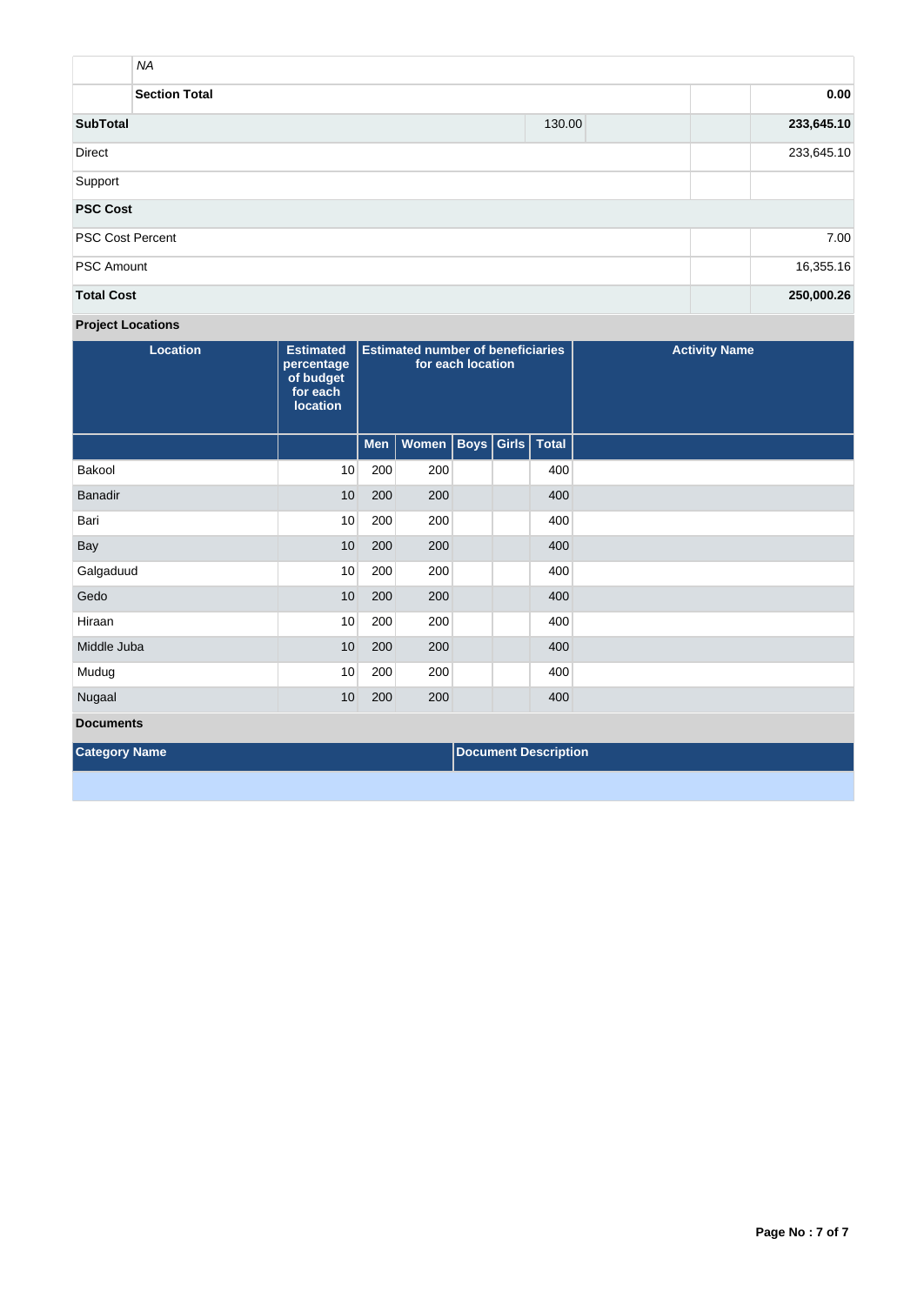| | | | |
|---|---|---|---|
| | *NA* | | |
| | **Section Total** | | **0.00** |
| **SubTotal** | 130.00 | | **233,645.10** |
| Direct | | | 233,645.10 |
| Support | | | |
| **PSC Cost** | | | |
| PSC Cost Percent | | | 7.00 |
| PSC Amount | | | 16,355.16 |
| **Total Cost** | | | **250,000.26** |

**Project Locations**

| Location | Estimated percentage of budget for each location | Estimated number of beneficiaries for each location | | | | | Activity Name |
|---|---|---|---|---|---|---|---|
| | | Men | Women | Boys | Girls | Total | |
| Bakool | 10 | 200 | 200 | | | 400 | |
| Banadir | 10 | 200 | 200 | | | 400 | |
| Bari | 10 | 200 | 200 | | | 400 | |
| Bay | 10 | 200 | 200 | | | 400 | |
| Galgaduud | 10 | 200 | 200 | | | 400 | |
| Gedo | 10 | 200 | 200 | | | 400 | |
| Hiraan | 10 | 200 | 200 | | | 400 | |
| Middle Juba | 10 | 200 | 200 | | | 400 | |
| Mudug | 10 | 200 | 200 | | | 400 | |
| Nugaal | 10 | 200 | 200 | | | 400 | |

**Documents**

| Category Name | Document Description |
|---|---|
| | |